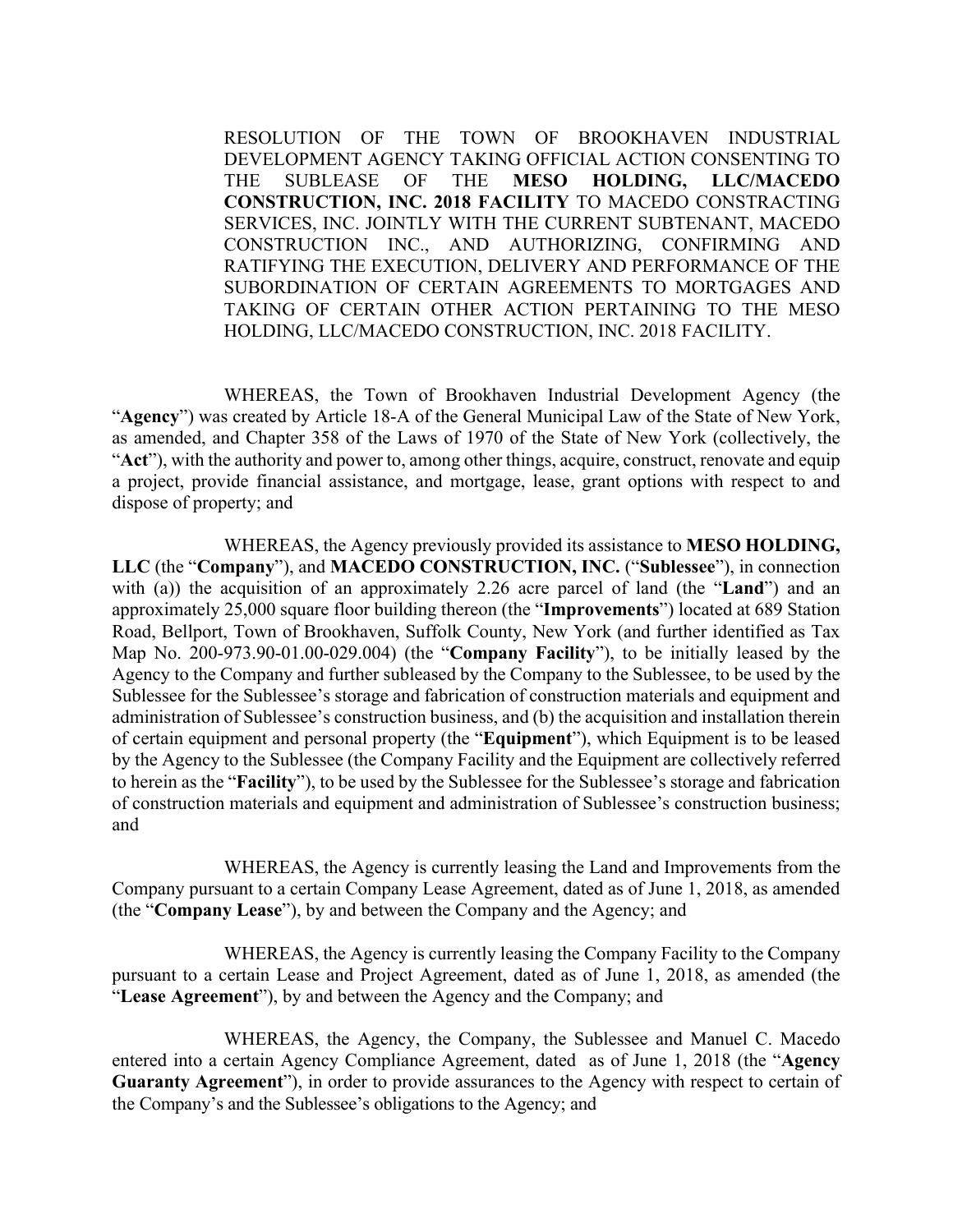RESOLUTION OF THE TOWN OF BROOKHAVEN INDUSTRIAL DEVELOPMENT AGENCY TAKING OFFICIAL ACTION CONSENTING TO THE SUBLEASE OF THE **MESO HOLDING, LLC/MACEDO CONSTRUCTION, INC. 2018 FACILITY** TO MACEDO CONSTRACTING SERVICES, INC. JOINTLY WITH THE CURRENT SUBTENANT, MACEDO CONSTRUCTION INC., AND AUTHORIZING, CONFIRMING AND RATIFYING THE EXECUTION, DELIVERY AND PERFORMANCE OF THE SUBORDINATION OF CERTAIN AGREEMENTS TO MORTGAGES AND TAKING OF CERTAIN OTHER ACTION PERTAINING TO THE MESO HOLDING, LLC/MACEDO CONSTRUCTION, INC. 2018 FACILITY.

WHEREAS, the Town of Brookhaven Industrial Development Agency (the "**Agency**") was created by Article 18-A of the General Municipal Law of the State of New York, as amended, and Chapter 358 of the Laws of 1970 of the State of New York (collectively, the "**Act**"), with the authority and power to, among other things, acquire, construct, renovate and equip a project, provide financial assistance, and mortgage, lease, grant options with respect to and dispose of property; and

WHEREAS, the Agency previously provided its assistance to **MESO HOLDING, LLC** (the "**Company**"), and **MACEDO CONSTRUCTION, INC.** ("**Sublessee**"), in connection with (a)) the acquisition of an approximately 2.26 acre parcel of land (the "**Land**") and an approximately 25,000 square floor building thereon (the "**Improvements**") located at 689 Station Road, Bellport, Town of Brookhaven, Suffolk County, New York (and further identified as Tax Map No. 200-973.90-01.00-029.004) (the "**Company Facility**"), to be initially leased by the Agency to the Company and further subleased by the Company to the Sublessee, to be used by the Sublessee for the Sublessee's storage and fabrication of construction materials and equipment and administration of Sublessee's construction business, and (b) the acquisition and installation therein of certain equipment and personal property (the "**Equipment**"), which Equipment is to be leased by the Agency to the Sublessee (the Company Facility and the Equipment are collectively referred to herein as the "**Facility**"), to be used by the Sublessee for the Sublessee's storage and fabrication of construction materials and equipment and administration of Sublessee's construction business; and

WHEREAS, the Agency is currently leasing the Land and Improvements from the Company pursuant to a certain Company Lease Agreement, dated as of June 1, 2018, as amended (the "**Company Lease**"), by and between the Company and the Agency; and

WHEREAS, the Agency is currently leasing the Company Facility to the Company pursuant to a certain Lease and Project Agreement, dated as of June 1, 2018, as amended (the "**Lease Agreement**"), by and between the Agency and the Company; and

WHEREAS, the Agency, the Company, the Sublessee and Manuel C. Macedo entered into a certain Agency Compliance Agreement, dated as of June 1, 2018 (the "**Agency Guaranty Agreement**"), in order to provide assurances to the Agency with respect to certain of the Company's and the Sublessee's obligations to the Agency; and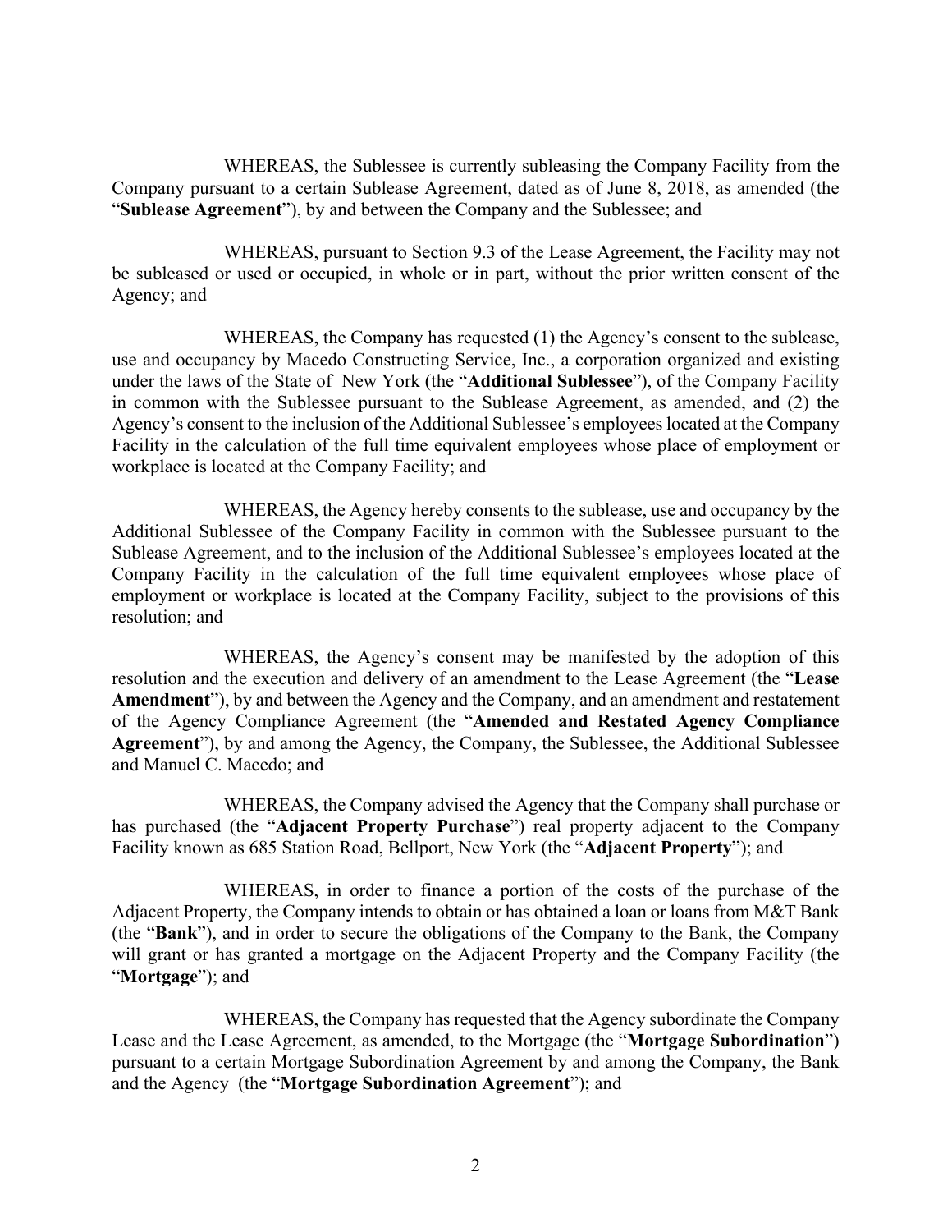WHEREAS, the Sublessee is currently subleasing the Company Facility from the Company pursuant to a certain Sublease Agreement, dated as of June 8, 2018, as amended (the "**Sublease Agreement**"), by and between the Company and the Sublessee; and

WHEREAS, pursuant to Section 9.3 of the Lease Agreement, the Facility may not be subleased or used or occupied, in whole or in part, without the prior written consent of the Agency; and

WHEREAS, the Company has requested (1) the Agency's consent to the sublease, use and occupancy by Macedo Constructing Service, Inc., a corporation organized and existing under the laws of the State of New York (the "**Additional Sublessee**"), of the Company Facility in common with the Sublessee pursuant to the Sublease Agreement, as amended, and (2) the Agency's consent to the inclusion of the Additional Sublessee's employees located at the Company Facility in the calculation of the full time equivalent employees whose place of employment or workplace is located at the Company Facility; and

WHEREAS, the Agency hereby consents to the sublease, use and occupancy by the Additional Sublessee of the Company Facility in common with the Sublessee pursuant to the Sublease Agreement, and to the inclusion of the Additional Sublessee's employees located at the Company Facility in the calculation of the full time equivalent employees whose place of employment or workplace is located at the Company Facility, subject to the provisions of this resolution; and

WHEREAS, the Agency's consent may be manifested by the adoption of this resolution and the execution and delivery of an amendment to the Lease Agreement (the "**Lease Amendment**"), by and between the Agency and the Company, and an amendment and restatement of the Agency Compliance Agreement (the "**Amended and Restated Agency Compliance Agreement**"), by and among the Agency, the Company, the Sublessee, the Additional Sublessee and Manuel C. Macedo; and

WHEREAS, the Company advised the Agency that the Company shall purchase or has purchased (the "**Adjacent Property Purchase**") real property adjacent to the Company Facility known as 685 Station Road, Bellport, New York (the "**Adjacent Property**"); and

WHEREAS, in order to finance a portion of the costs of the purchase of the Adjacent Property, the Company intends to obtain or has obtained a loan or loans from M&T Bank (the "**Bank**"), and in order to secure the obligations of the Company to the Bank, the Company will grant or has granted a mortgage on the Adjacent Property and the Company Facility (the "**Mortgage**"); and

WHEREAS, the Company has requested that the Agency subordinate the Company Lease and the Lease Agreement, as amended, to the Mortgage (the "**Mortgage Subordination**") pursuant to a certain Mortgage Subordination Agreement by and among the Company, the Bank and the Agency (the "**Mortgage Subordination Agreement**"); and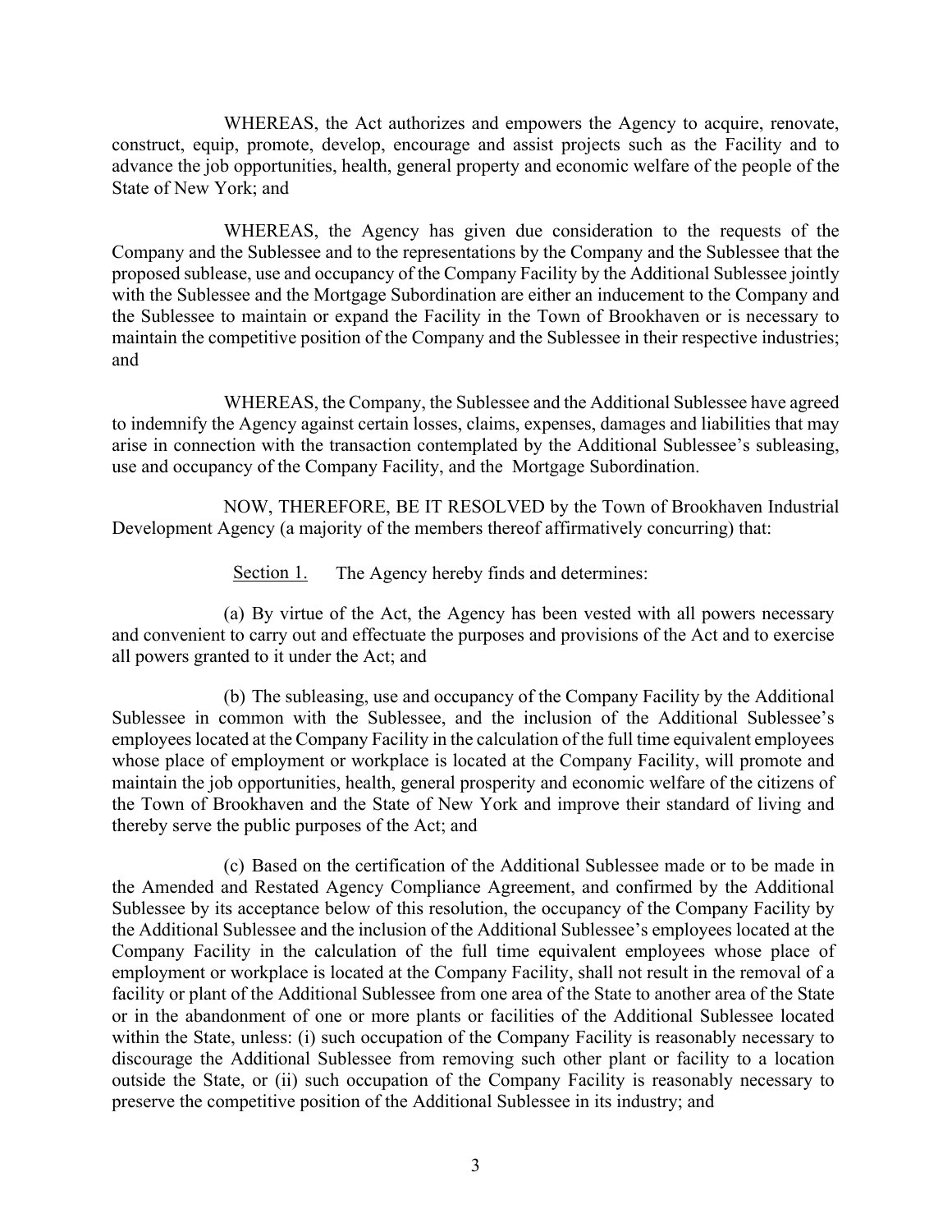WHEREAS, the Act authorizes and empowers the Agency to acquire, renovate, construct, equip, promote, develop, encourage and assist projects such as the Facility and to advance the job opportunities, health, general property and economic welfare of the people of the State of New York; and

WHEREAS, the Agency has given due consideration to the requests of the Company and the Sublessee and to the representations by the Company and the Sublessee that the proposed sublease, use and occupancy of the Company Facility by the Additional Sublessee jointly with the Sublessee and the Mortgage Subordination are either an inducement to the Company and the Sublessee to maintain or expand the Facility in the Town of Brookhaven or is necessary to maintain the competitive position of the Company and the Sublessee in their respective industries; and

WHEREAS, the Company, the Sublessee and the Additional Sublessee have agreed to indemnify the Agency against certain losses, claims, expenses, damages and liabilities that may arise in connection with the transaction contemplated by the Additional Sublessee's subleasing, use and occupancy of the Company Facility, and the Mortgage Subordination.

NOW, THEREFORE, BE IT RESOLVED by the Town of Brookhaven Industrial Development Agency (a majority of the members thereof affirmatively concurring) that:

Section 1. The Agency hereby finds and determines:

(a) By virtue of the Act, the Agency has been vested with all powers necessary and convenient to carry out and effectuate the purposes and provisions of the Act and to exercise all powers granted to it under the Act; and

(b) The subleasing, use and occupancy of the Company Facility by the Additional Sublessee in common with the Sublessee, and the inclusion of the Additional Sublessee's employees located at the Company Facility in the calculation of the full time equivalent employees whose place of employment or workplace is located at the Company Facility, will promote and maintain the job opportunities, health, general prosperity and economic welfare of the citizens of the Town of Brookhaven and the State of New York and improve their standard of living and thereby serve the public purposes of the Act; and

(c) Based on the certification of the Additional Sublessee made or to be made in the Amended and Restated Agency Compliance Agreement, and confirmed by the Additional Sublessee by its acceptance below of this resolution, the occupancy of the Company Facility by the Additional Sublessee and the inclusion of the Additional Sublessee's employees located at the Company Facility in the calculation of the full time equivalent employees whose place of employment or workplace is located at the Company Facility, shall not result in the removal of a facility or plant of the Additional Sublessee from one area of the State to another area of the State or in the abandonment of one or more plants or facilities of the Additional Sublessee located within the State, unless: (i) such occupation of the Company Facility is reasonably necessary to discourage the Additional Sublessee from removing such other plant or facility to a location outside the State, or (ii) such occupation of the Company Facility is reasonably necessary to preserve the competitive position of the Additional Sublessee in its industry; and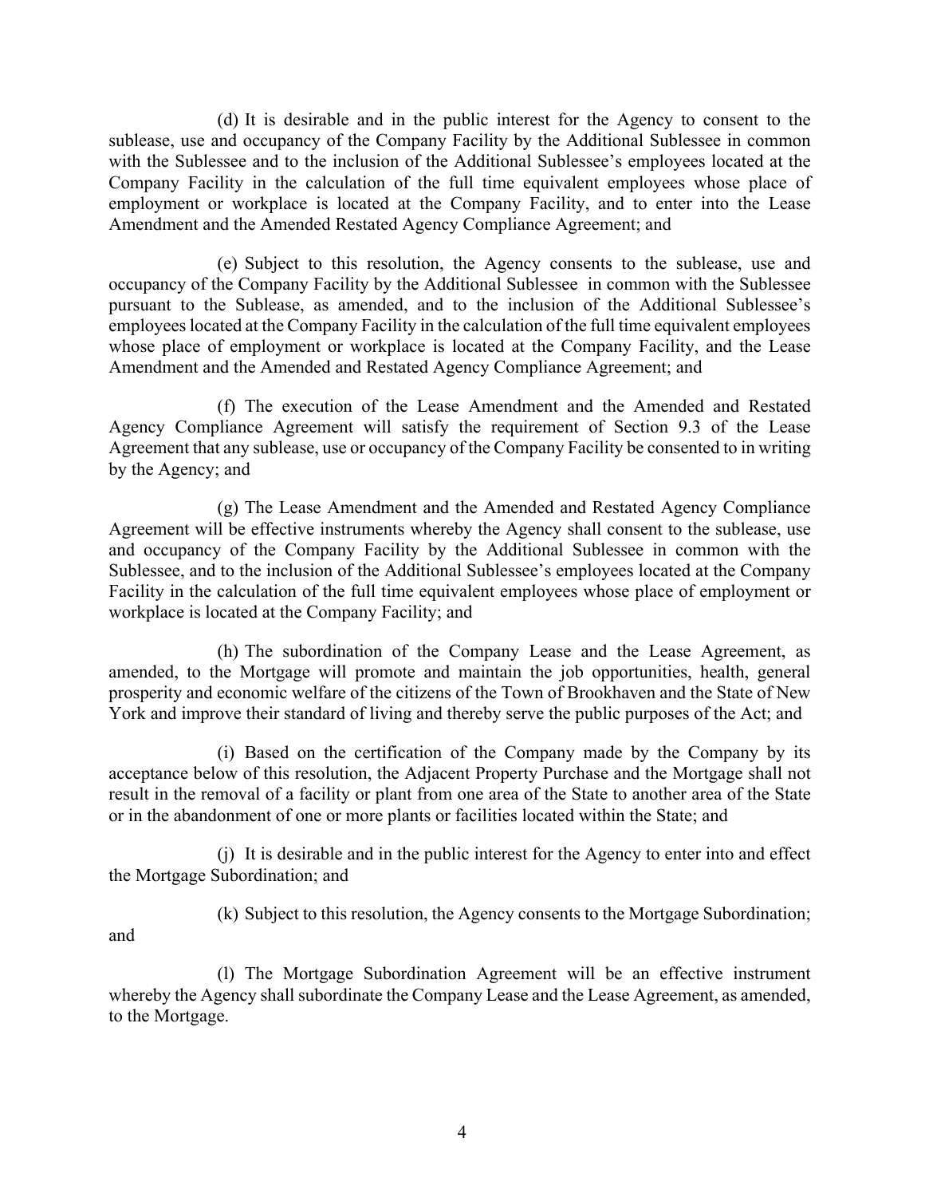(d) It is desirable and in the public interest for the Agency to consent to the sublease, use and occupancy of the Company Facility by the Additional Sublessee in common with the Sublessee and to the inclusion of the Additional Sublessee's employees located at the Company Facility in the calculation of the full time equivalent employees whose place of employment or workplace is located at the Company Facility, and to enter into the Lease Amendment and the Amended Restated Agency Compliance Agreement; and

(e) Subject to this resolution, the Agency consents to the sublease, use and occupancy of the Company Facility by the Additional Sublessee in common with the Sublessee pursuant to the Sublease, as amended, and to the inclusion of the Additional Sublessee's employees located at the Company Facility in the calculation of the full time equivalent employees whose place of employment or workplace is located at the Company Facility, and the Lease Amendment and the Amended and Restated Agency Compliance Agreement; and

(f) The execution of the Lease Amendment and the Amended and Restated Agency Compliance Agreement will satisfy the requirement of Section 9.3 of the Lease Agreement that any sublease, use or occupancy of the Company Facility be consented to in writing by the Agency; and

(g) The Lease Amendment and the Amended and Restated Agency Compliance Agreement will be effective instruments whereby the Agency shall consent to the sublease, use and occupancy of the Company Facility by the Additional Sublessee in common with the Sublessee, and to the inclusion of the Additional Sublessee's employees located at the Company Facility in the calculation of the full time equivalent employees whose place of employment or workplace is located at the Company Facility; and

(h) The subordination of the Company Lease and the Lease Agreement, as amended, to the Mortgage will promote and maintain the job opportunities, health, general prosperity and economic welfare of the citizens of the Town of Brookhaven and the State of New York and improve their standard of living and thereby serve the public purposes of the Act; and

(i) Based on the certification of the Company made by the Company by its acceptance below of this resolution, the Adjacent Property Purchase and the Mortgage shall not result in the removal of a facility or plant from one area of the State to another area of the State or in the abandonment of one or more plants or facilities located within the State; and

(j) It is desirable and in the public interest for the Agency to enter into and effect the Mortgage Subordination; and

(k) Subject to this resolution, the Agency consents to the Mortgage Subordination; and

(l) The Mortgage Subordination Agreement will be an effective instrument whereby the Agency shall subordinate the Company Lease and the Lease Agreement, as amended, to the Mortgage.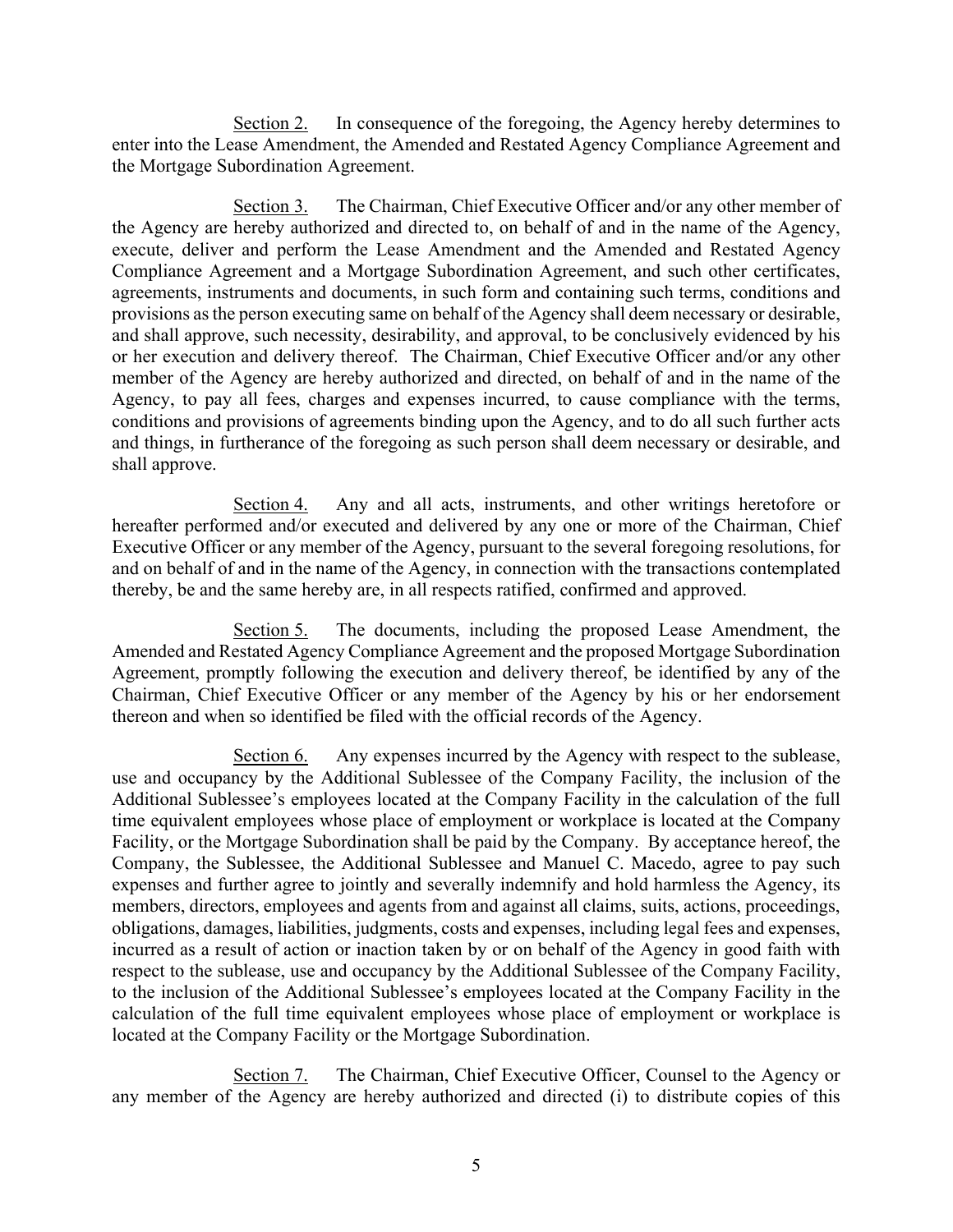Section 2. In consequence of the foregoing, the Agency hereby determines to enter into the Lease Amendment, the Amended and Restated Agency Compliance Agreement and the Mortgage Subordination Agreement.

Section 3. The Chairman, Chief Executive Officer and/or any other member of the Agency are hereby authorized and directed to, on behalf of and in the name of the Agency, execute, deliver and perform the Lease Amendment and the Amended and Restated Agency Compliance Agreement and a Mortgage Subordination Agreement, and such other certificates, agreements, instruments and documents, in such form and containing such terms, conditions and provisions as the person executing same on behalf of the Agency shall deem necessary or desirable, and shall approve, such necessity, desirability, and approval, to be conclusively evidenced by his or her execution and delivery thereof. The Chairman, Chief Executive Officer and/or any other member of the Agency are hereby authorized and directed, on behalf of and in the name of the Agency, to pay all fees, charges and expenses incurred, to cause compliance with the terms, conditions and provisions of agreements binding upon the Agency, and to do all such further acts and things, in furtherance of the foregoing as such person shall deem necessary or desirable, and shall approve.

Section 4. Any and all acts, instruments, and other writings heretofore or hereafter performed and/or executed and delivered by any one or more of the Chairman, Chief Executive Officer or any member of the Agency, pursuant to the several foregoing resolutions, for and on behalf of and in the name of the Agency, in connection with the transactions contemplated thereby, be and the same hereby are, in all respects ratified, confirmed and approved.

Section 5. The documents, including the proposed Lease Amendment, the Amended and Restated Agency Compliance Agreement and the proposed Mortgage Subordination Agreement, promptly following the execution and delivery thereof, be identified by any of the Chairman, Chief Executive Officer or any member of the Agency by his or her endorsement thereon and when so identified be filed with the official records of the Agency.

Section 6. Any expenses incurred by the Agency with respect to the sublease, use and occupancy by the Additional Sublessee of the Company Facility, the inclusion of the Additional Sublessee's employees located at the Company Facility in the calculation of the full time equivalent employees whose place of employment or workplace is located at the Company Facility, or the Mortgage Subordination shall be paid by the Company. By acceptance hereof, the Company, the Sublessee, the Additional Sublessee and Manuel C. Macedo, agree to pay such expenses and further agree to jointly and severally indemnify and hold harmless the Agency, its members, directors, employees and agents from and against all claims, suits, actions, proceedings, obligations, damages, liabilities, judgments, costs and expenses, including legal fees and expenses, incurred as a result of action or inaction taken by or on behalf of the Agency in good faith with respect to the sublease, use and occupancy by the Additional Sublessee of the Company Facility, to the inclusion of the Additional Sublessee's employees located at the Company Facility in the calculation of the full time equivalent employees whose place of employment or workplace is located at the Company Facility or the Mortgage Subordination.

Section 7. The Chairman, Chief Executive Officer, Counsel to the Agency or any member of the Agency are hereby authorized and directed (i) to distribute copies of this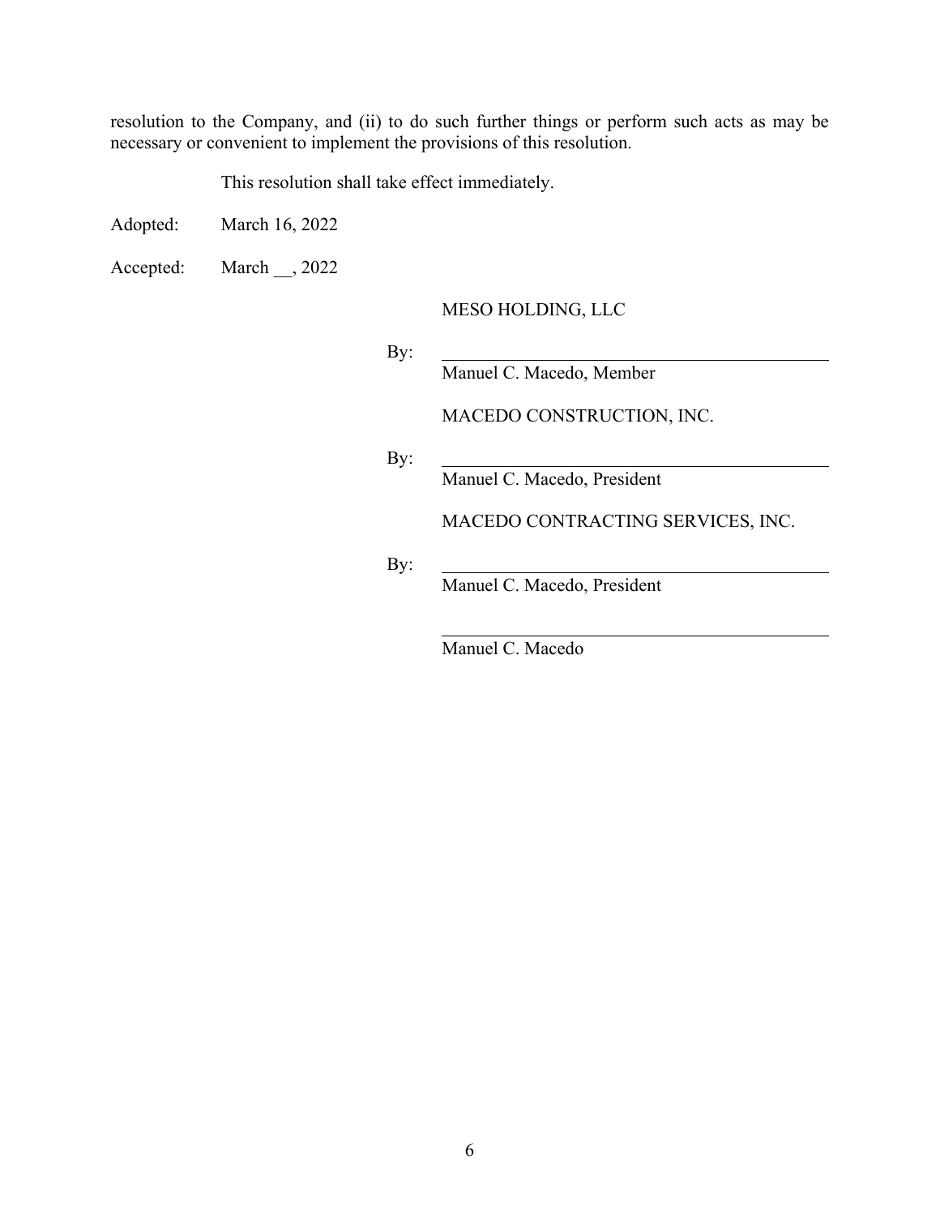resolution to the Company, and (ii) to do such further things or perform such acts as may be necessary or convenient to implement the provisions of this resolution.

This resolution shall take effect immediately.

Adopted: March 16, 2022

Accepted: March __, 2022

MESO HOLDING, LLC

By: ______________________________
Manuel C. Macedo, Member

MACEDO CONSTRUCTION, INC.

By: ______________________________
Manuel C. Macedo, President

MACEDO CONTRACTING SERVICES, INC.

By: ______________________________
Manuel C. Macedo, President

______________________________
Manuel C. Macedo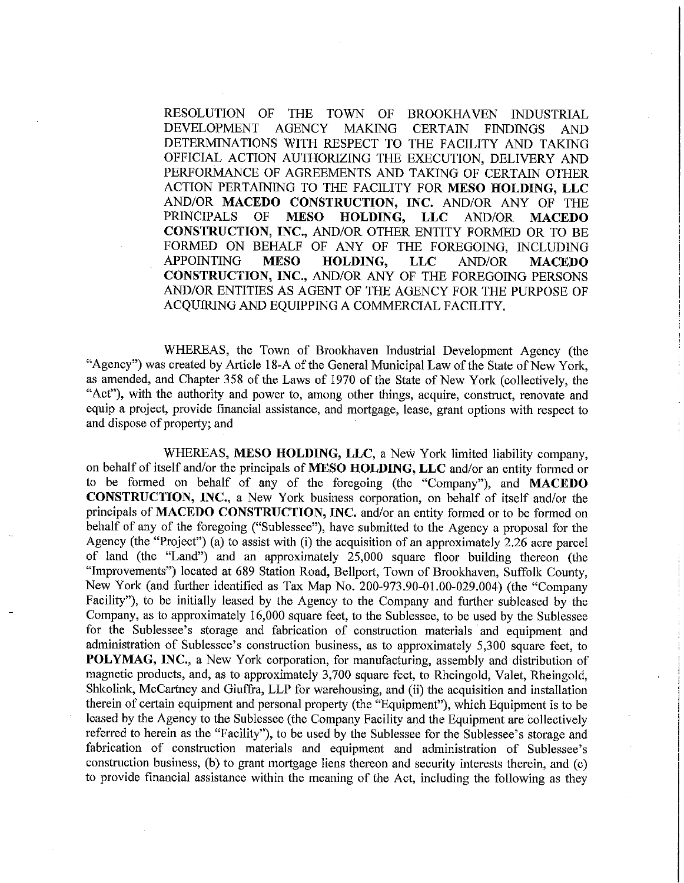RESOLUTION OF THE TOWN OF BROOKHAVEN INDUSTRIAL DEVELOPMENT AGENCY MAKING CERTAIN FINDINGS AND DETERMINATIONS WITH RESPECT TO THE FACILITY AND TAKING OFFICIAL ACTION AUTHORIZING THE EXECUTION, DELIVERY AND PERFORMANCE OF AGREEMENTS AND TAKING OF CERTAIN OTHER ACTION PERTAINING TO THE FACILITY FOR **MESO HOLDING, LLC** AND/OR **MACEDO CONSTRUCTION, INC.** AND/OR ANY OF THE PRINCIPALS OF **MESO HOLDING, LLC** AND/OR **MACEDO CONSTRUCTION, INC.**, AND/OR OTHER ENTITY FORMED OR TO BE FORMED ON BEHALF OF ANY OF THE FOREGOING, INCLUDING APPOINTING **MESO HOLDING, LLC** AND/OR **MACEDO CONSTRUCTION, INC.**, AND/OR ANY OF THE FOREGOING PERSONS AND/OR ENTITIES AS AGENT OF THE AGENCY FOR THE PURPOSE OF ACQUIRING AND EQUIPPING A COMMERCIAL FACILITY.

WHEREAS, the Town of Brookhaven Industrial Development Agency (the "Agency") was created by Article 18-A of the General Municipal Law of the State of New York, as amended, and Chapter 358 of the Laws of 1970 of the State of New York (collectively, the "Act"), with the authority and power to, among other things, acquire, construct, renovate and equip a project, provide financial assistance, and mortgage, lease, grant options with respect to and dispose of property; and

WHEREAS, **MESO HOLDING, LLC**, a New York limited liability company, on behalf of itself and/or the principals of **MESO HOLDING, LLC** and/or an entity formed or to be formed on behalf of any of the foregoing (the "Company"), and **MACEDO CONSTRUCTION, INC.**, a New York business corporation, on behalf of itself and/or the principals of **MACEDO CONSTRUCTION, INC.** and/or an entity formed or to be formed on behalf of any of the foregoing ("Sublessee"), have submitted to the Agency a proposal for the Agency (the "Project") (a) to assist with (i) the acquisition of an approximately 2.26 acre parcel of land (the "Land") and an approximately 25,000 square floor building thereon (the "Improvements") located at 689 Station Road, Bellport, Town of Brookhaven, Suffolk County, New York (and further identified as Tax Map No. 200-973.90-01.00-029.004) (the "Company Facility"), to be initially leased by the Agency to the Company and further subleased by the Company, as to approximately 16,000 square feet, to the Sublessee, to be used by the Sublessee for the Sublessee's storage and fabrication of construction materials and equipment and administration of Sublessee's construction business, as to approximately 5,300 square feet, to **POLYMAG, INC.**, a New York corporation, for manufacturing, assembly and distribution of magnetic products, and, as to approximately 3,700 square feet, to Rheingold, Valet, Rheingold, Shkolink, McCartney and Giuffra, LLP for warehousing, and (ii) the acquisition and installation therein of certain equipment and personal property (the "Equipment"), which Equipment is to be leased by the Agency to the Sublessee (the Company Facility and the Equipment are collectively referred to herein as the "Facility"), to be used by the Sublessee for the Sublessee's storage and fabrication of construction materials and equipment and administration of Sublessee's construction business, (b) to grant mortgage liens thereon and security interests therein, and (c) to provide financial assistance within the meaning of the Act, including the following as they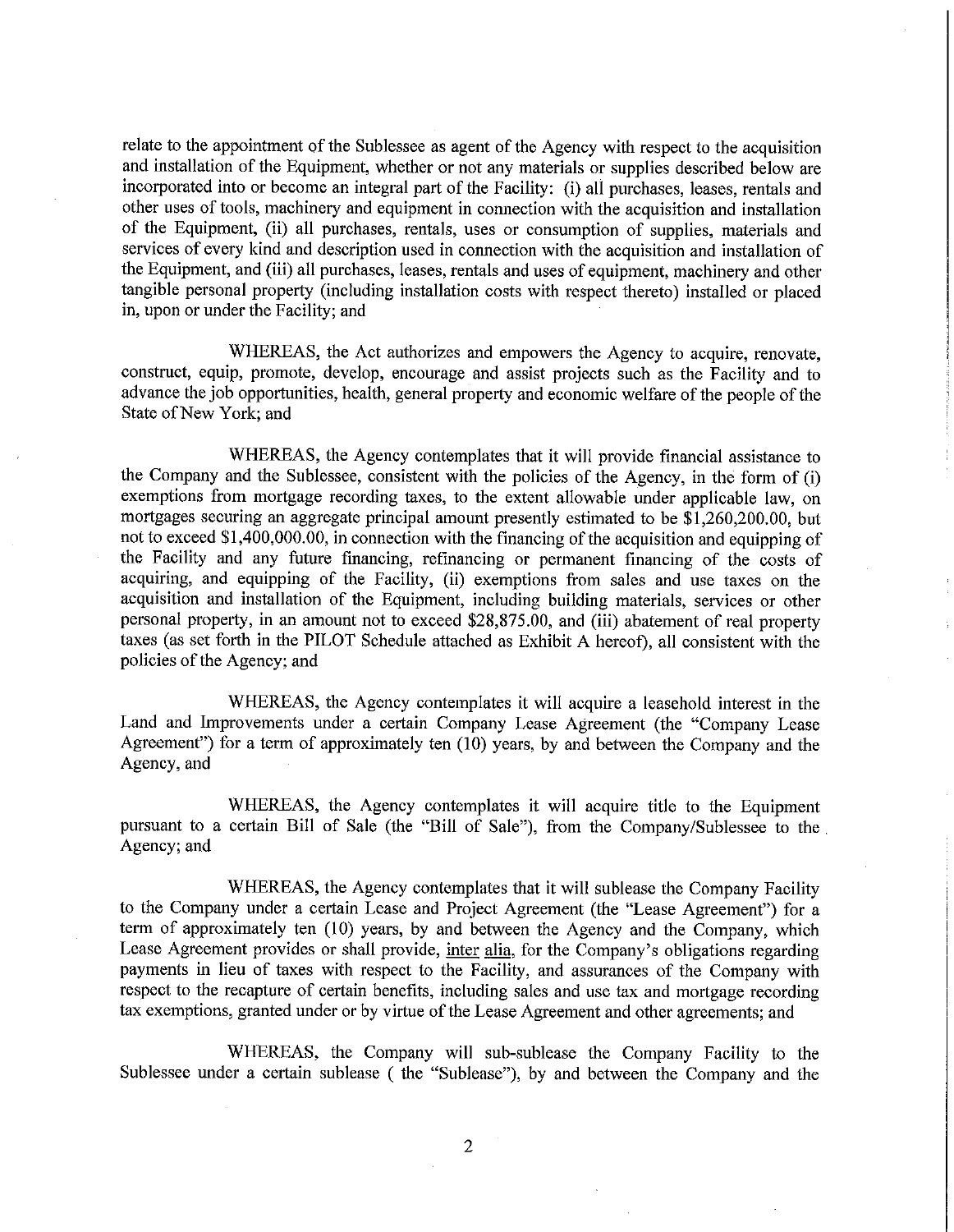relate to the appointment of the Sublessee as agent of the Agency with respect to the acquisition and installation of the Equipment, whether or not any materials or supplies described below are incorporated into or become an integral part of the Facility: (i) all purchases, leases, rentals and other uses of tools, machinery and equipment in connection with the acquisition and installation of the Equipment, (ii) all purchases, rentals, uses or consumption of supplies, materials and services of every kind and description used in connection with the acquisition and installation of the Equipment, and (iii) all purchases, leases, rentals and uses of equipment, machinery and other tangible personal property (including installation costs with respect thereto) installed or placed in, upon or under the Facility; and

WHEREAS, the Act authorizes and empowers the Agency to acquire, renovate, construct, equip, promote, develop, encourage and assist projects such as the Facility and to advance the job opportunities, health, general property and economic welfare of the people of the State of New York; and

WHEREAS, the Agency contemplates that it will provide financial assistance to the Company and the Sublessee, consistent with the policies of the Agency, in the form of (i) exemptions from mortgage recording taxes, to the extent allowable under applicable law, on mortgages securing an aggregate principal amount presently estimated to be $1,260,200.00, but not to exceed $1,400,000.00, in connection with the financing of the acquisition and equipping of the Facility and any future financing, refinancing or permanent financing of the costs of acquiring, and equipping of the Facility, (ii) exemptions from sales and use taxes on the acquisition and installation of the Equipment, including building materials, services or other personal property, in an amount not to exceed $28,875.00, and (iii) abatement of real property taxes (as set forth in the PILOT Schedule attached as Exhibit A hereof), all consistent with the policies of the Agency; and

WHEREAS, the Agency contemplates it will acquire a leasehold interest in the Land and Improvements under a certain Company Lease Agreement (the "Company Lease Agreement") for a term of approximately ten (10) years, by and between the Company and the Agency, and

WHEREAS, the Agency contemplates it will acquire title to the Equipment pursuant to a certain Bill of Sale (the "Bill of Sale"), from the Company/Sublessee to the Agency; and

WHEREAS, the Agency contemplates that it will sublease the Company Facility to the Company under a certain Lease and Project Agreement (the "Lease Agreement") for a term of approximately ten (10) years, by and between the Agency and the Company, which Lease Agreement provides or shall provide, inter alia, for the Company's obligations regarding payments in lieu of taxes with respect to the Facility, and assurances of the Company with respect to the recapture of certain benefits, including sales and use tax and mortgage recording tax exemptions, granted under or by virtue of the Lease Agreement and other agreements; and

WHEREAS, the Company will sub-sublease the Company Facility to the Sublessee under a certain sublease ( the "Sublease"), by and between the Company and the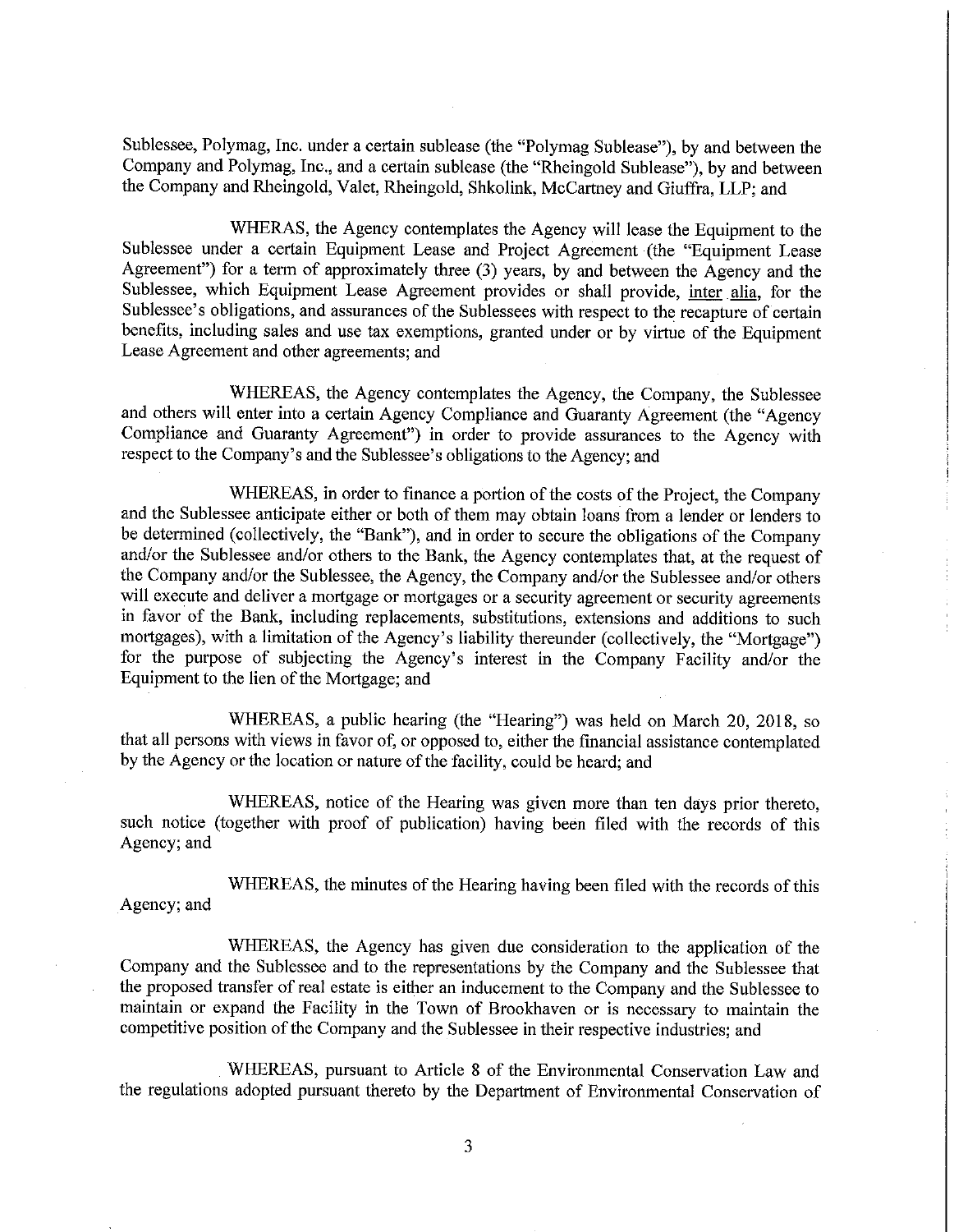Sublessee, Polymag, Inc. under a certain sublease (the "Polymag Sublease"), by and between the Company and Polymag, Inc., and a certain sublease (the "Rheingold Sublease"), by and between the Company and Rheingold, Valet, Rheingold, Shkolink, McCartney and Giuffra, LLP; and

WHERAS, the Agency contemplates the Agency will lease the Equipment to the Sublessee under a certain Equipment Lease and Project Agreement (the "Equipment Lease Agreement") for a term of approximately three (3) years, by and between the Agency and the Sublessee, which Equipment Lease Agreement provides or shall provide, inter alia, for the Sublessee's obligations, and assurances of the Sublessees with respect to the recapture of certain benefits, including sales and use tax exemptions, granted under or by virtue of the Equipment Lease Agreement and other agreements; and

WHEREAS, the Agency contemplates the Agency, the Company, the Sublessee and others will enter into a certain Agency Compliance and Guaranty Agreement (the "Agency Compliance and Guaranty Agreement") in order to provide assurances to the Agency with respect to the Company's and the Sublessee's obligations to the Agency; and

WHEREAS, in order to finance a portion of the costs of the Project, the Company and the Sublessee anticipate either or both of them may obtain loans from a lender or lenders to be determined (collectively, the "Bank"), and in order to secure the obligations of the Company and/or the Sublessee and/or others to the Bank, the Agency contemplates that, at the request of the Company and/or the Sublessee, the Agency, the Company and/or the Sublessee and/or others will execute and deliver a mortgage or mortgages or a security agreement or security agreements in favor of the Bank, including replacements, substitutions, extensions and additions to such mortgages), with a limitation of the Agency's liability thereunder (collectively, the "Mortgage") for the purpose of subjecting the Agency's interest in the Company Facility and/or the Equipment to the lien of the Mortgage; and

WHEREAS, a public hearing (the "Hearing") was held on March 20, 2018, so that all persons with views in favor of, or opposed to, either the financial assistance contemplated by the Agency or the location or nature of the facility, could be heard; and

WHEREAS, notice of the Hearing was given more than ten days prior thereto, such notice (together with proof of publication) having been filed with the records of this Agency; and

WHEREAS, the minutes of the Hearing having been filed with the records of this Agency; and

WHEREAS, the Agency has given due consideration to the application of the Company and the Sublessee and to the representations by the Company and the Sublessee that the proposed transfer of real estate is either an inducement to the Company and the Sublessee to maintain or expand the Facility in the Town of Brookhaven or is necessary to maintain the competitive position of the Company and the Sublessee in their respective industries; and

WHEREAS, pursuant to Article 8 of the Environmental Conservation Law and the regulations adopted pursuant thereto by the Department of Environmental Conservation of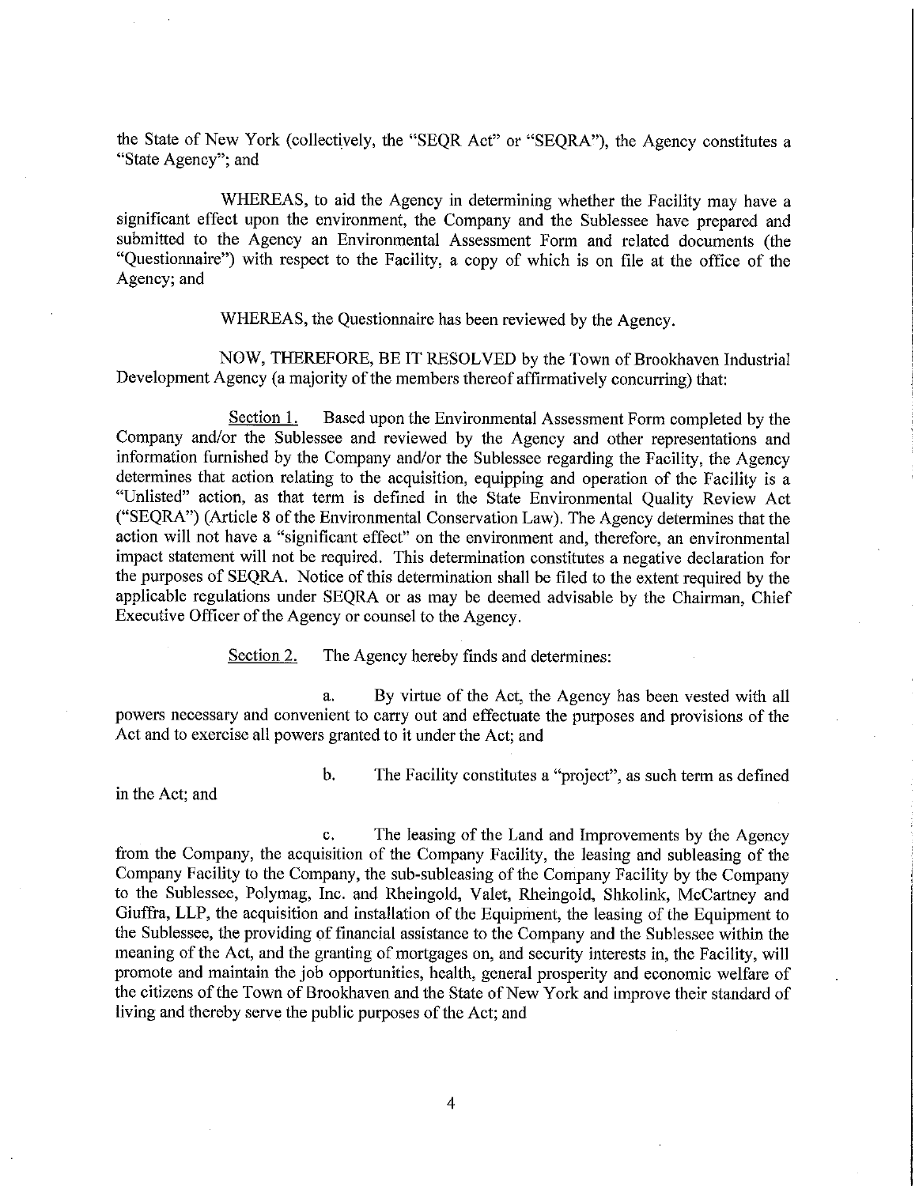the State of New York (collectively, the "SEQR Act" or "SEQRA"), the Agency constitutes a "State Agency"; and

WHEREAS, to aid the Agency in determining whether the Facility may have a significant effect upon the environment, the Company and the Sublessee have prepared and submitted to the Agency an Environmental Assessment Form and related documents (the "Questionnaire") with respect to the Facility, a copy of which is on file at the office of the Agency; and

WHEREAS, the Questionnaire has been reviewed by the Agency.

NOW, THEREFORE, BE IT RESOLVED by the Town of Brookhaven Industrial Development Agency (a majority of the members thereof affirmatively concurring) that:

Section 1. Based upon the Environmental Assessment Form completed by the Company and/or the Sublessee and reviewed by the Agency and other representations and information furnished by the Company and/or the Sublessee regarding the Facility, the Agency determines that action relating to the acquisition, equipping and operation of the Facility is a "Unlisted" action, as that term is defined in the State Environmental Quality Review Act ("SEQRA") (Article 8 of the Environmental Conservation Law). The Agency determines that the action will not have a "significant effect" on the environment and, therefore, an environmental impact statement will not be required. This determination constitutes a negative declaration for the purposes of SEQRA. Notice of this determination shall be filed to the extent required by the applicable regulations under SEQRA or as may be deemed advisable by the Chairman, Chief Executive Officer of the Agency or counsel to the Agency.

Section 2. The Agency hereby finds and determines:

a. By virtue of the Act, the Agency has been vested with all powers necessary and convenient to carry out and effectuate the purposes and provisions of the Act and to exercise all powers granted to it under the Act; and

b. The Facility constitutes a "project", as such term as defined in the Act; and

c. The leasing of the Land and Improvements by the Agency from the Company, the acquisition of the Company Facility, the leasing and subleasing of the Company Facility to the Company, the sub-subleasing of the Company Facility by the Company to the Sublessee, Polymag, Inc. and Rheingold, Valet, Rheingold, Shkolink, McCartney and Giuffra, LLP, the acquisition and installation of the Equipment, the leasing of the Equipment to the Sublessee, the providing of financial assistance to the Company and the Sublessee within the meaning of the Act, and the granting of mortgages on, and security interests in, the Facility, will promote and maintain the job opportunities, health, general prosperity and economic welfare of the citizens of the Town of Brookhaven and the State of New York and improve their standard of living and thereby serve the public purposes of the Act; and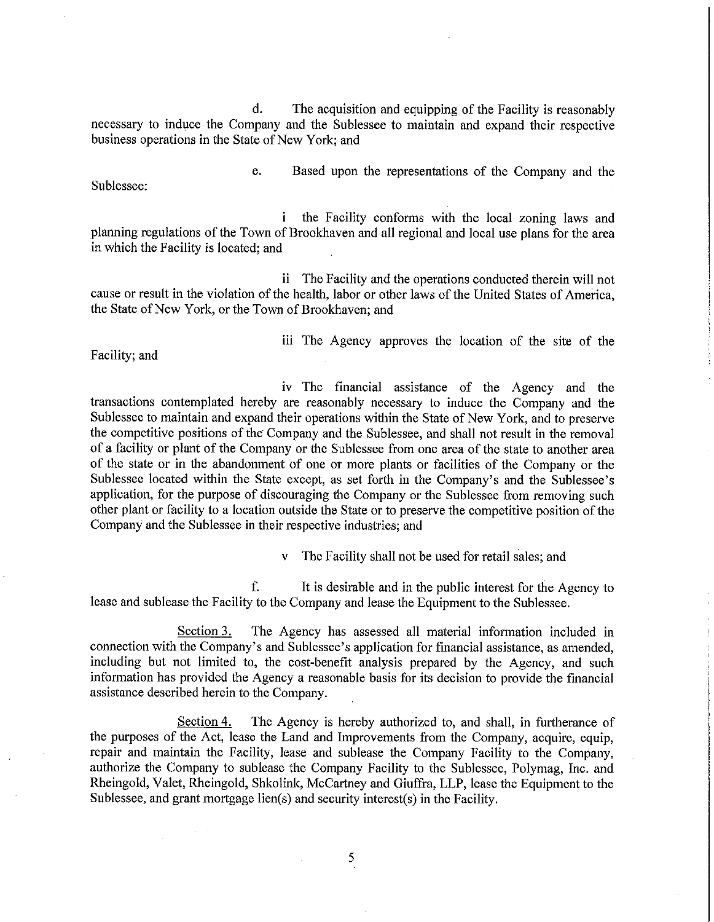d. The acquisition and equipping of the Facility is reasonably necessary to induce the Company and the Sublessee to maintain and expand their respective business operations in the State of New York; and

e. Based upon the representations of the Company and the Sublessee:

i the Facility conforms with the local zoning laws and planning regulations of the Town of Brookhaven and all regional and local use plans for the area in which the Facility is located; and

ii The Facility and the operations conducted therein will not cause or result in the violation of the health, labor or other laws of the United States of America, the State of New York, or the Town of Brookhaven; and

iii The Agency approves the location of the site of the Facility; and

iv The financial assistance of the Agency and the transactions contemplated hereby are reasonably necessary to induce the Company and the Sublessee to maintain and expand their operations within the State of New York, and to preserve the competitive positions of the Company and the Sublessee, and shall not result in the removal of a facility or plant of the Company or the Sublessee from one area of the state to another area of the state or in the abandonment of one or more plants or facilities of the Company or the Sublessee located within the State except, as set forth in the Company's and the Sublessee's application, for the purpose of discouraging the Company or the Sublessee from removing such other plant or facility to a location outside the State or to preserve the competitive position of the Company and the Sublessee in their respective industries; and

v The Facility shall not be used for retail sales; and

f. It is desirable and in the public interest for the Agency to lease and sublease the Facility to the Company and lease the Equipment to the Sublessee.

Section 3. The Agency has assessed all material information included in connection with the Company's and Sublessee's application for financial assistance, as amended, including but not limited to, the cost-benefit analysis prepared by the Agency, and such information has provided the Agency a reasonable basis for its decision to provide the financial assistance described herein to the Company.

Section 4. The Agency is hereby authorized to, and shall, in furtherance of the purposes of the Act, lease the Land and Improvements from the Company, acquire, equip, repair and maintain the Facility, lease and sublease the Company Facility to the Company, authorize the Company to sublease the Company Facility to the Sublessee, Polymag, Inc. and Rheingold, Valet, Rheingold, Shkolink, McCartney and Giuffra, LLP, lease the Equipment to the Sublessee, and grant mortgage lien(s) and security interest(s) in the Facility.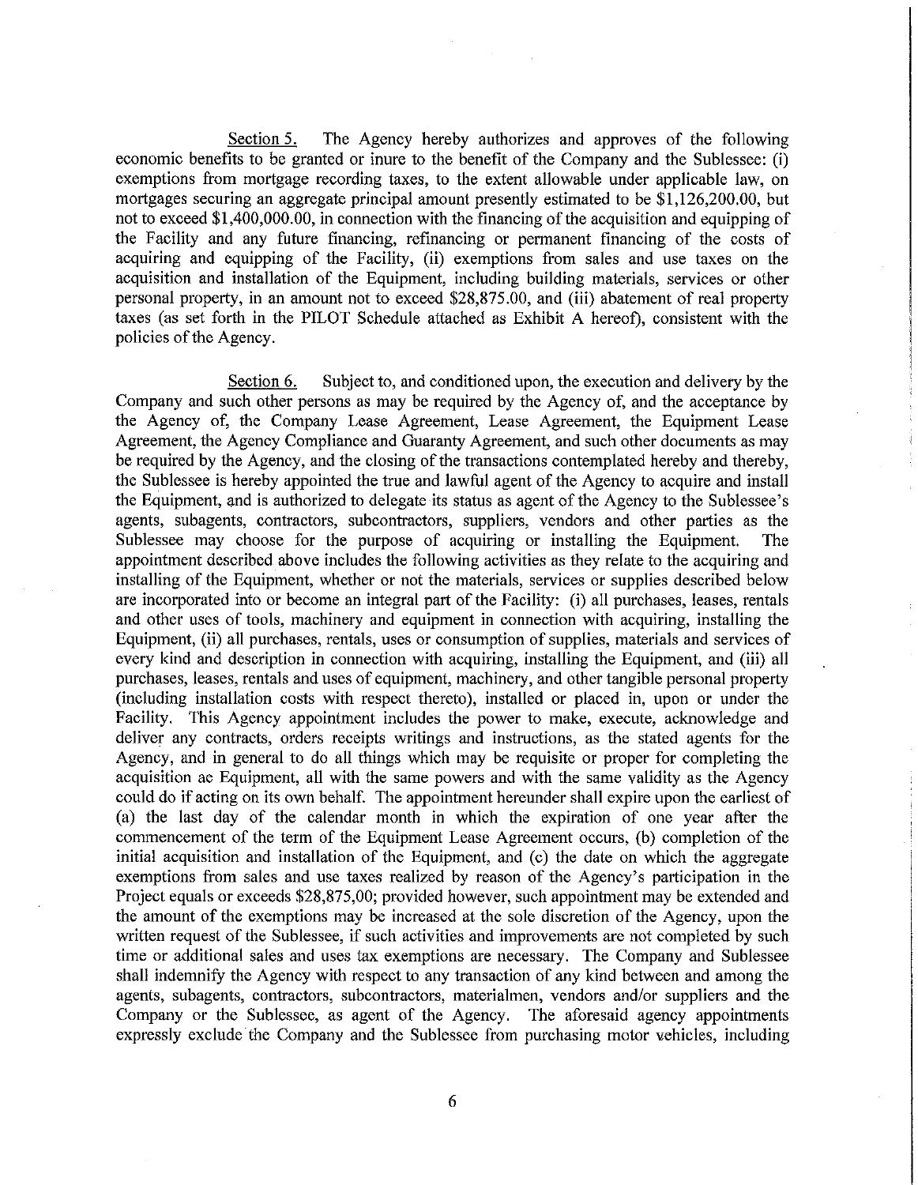Section 5. The Agency hereby authorizes and approves of the following economic benefits to be granted or inure to the benefit of the Company and the Sublessee: (i) exemptions from mortgage recording taxes, to the extent allowable under applicable law, on mortgages securing an aggregate principal amount presently estimated to be $1,126,200.00, but not to exceed $1,400,000.00, in connection with the financing of the acquisition and equipping of the Facility and any future financing, refinancing or permanent financing of the costs of acquiring and equipping of the Facility, (ii) exemptions from sales and use taxes on the acquisition and installation of the Equipment, including building materials, services or other personal property, in an amount not to exceed $28,875.00, and (iii) abatement of real property taxes (as set forth in the PILOT Schedule attached as Exhibit A hereof), consistent with the policies of the Agency.

Section 6. Subject to, and conditioned upon, the execution and delivery by the Company and such other persons as may be required by the Agency of, and the acceptance by the Agency of, the Company Lease Agreement, Lease Agreement, the Equipment Lease Agreement, the Agency Compliance and Guaranty Agreement, and such other documents as may be required by the Agency, and the closing of the transactions contemplated hereby and thereby, the Sublessee is hereby appointed the true and lawful agent of the Agency to acquire and install the Equipment, and is authorized to delegate its status as agent of the Agency to the Sublessee's agents, subagents, contractors, subcontractors, suppliers, vendors and other parties as the Sublessee may choose for the purpose of acquiring or installing the Equipment. The appointment described above includes the following activities as they relate to the acquiring and installing of the Equipment, whether or not the materials, services or supplies described below are incorporated into or become an integral part of the Facility: (i) all purchases, leases, rentals and other uses of tools, machinery and equipment in connection with acquiring, installing the Equipment, (ii) all purchases, rentals, uses or consumption of supplies, materials and services of every kind and description in connection with acquiring, installing the Equipment, and (iii) all purchases, leases, rentals and uses of equipment, machinery, and other tangible personal property (including installation costs with respect thereto), installed or placed in, upon or under the Facility. This Agency appointment includes the power to make, execute, acknowledge and deliver any contracts, orders receipts writings and instructions, as the stated agents for the Agency, and in general to do all things which may be requisite or proper for completing the acquisition ac Equipment, all with the same powers and with the same validity as the Agency could do if acting on its own behalf. The appointment hereunder shall expire upon the earliest of (a) the last day of the calendar month in which the expiration of one year after the commencement of the term of the Equipment Lease Agreement occurs, (b) completion of the initial acquisition and installation of the Equipment, and (c) the date on which the aggregate exemptions from sales and use taxes realized by reason of the Agency's participation in the Project equals or exceeds $28,875,00; provided however, such appointment may be extended and the amount of the exemptions may be increased at the sole discretion of the Agency, upon the written request of the Sublessee, if such activities and improvements are not completed by such time or additional sales and uses tax exemptions are necessary. The Company and Sublessee shall indemnify the Agency with respect to any transaction of any kind between and among the agents, subagents, contractors, subcontractors, materialmen, vendors and/or suppliers and the Company or the Sublessee, as agent of the Agency. The aforesaid agency appointments expressly exclude the Company and the Sublessee from purchasing motor vehicles, including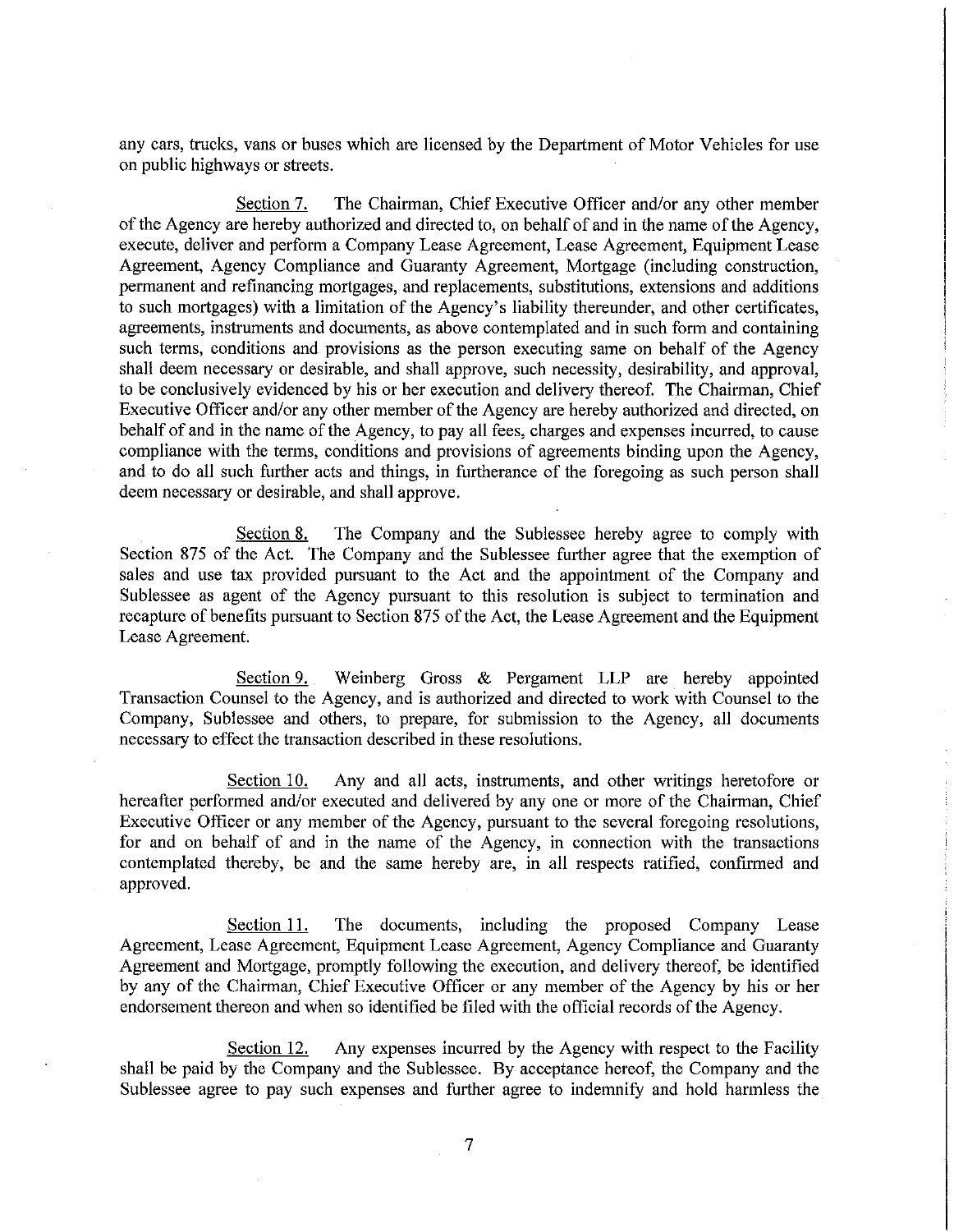any cars, trucks, vans or buses which are licensed by the Department of Motor Vehicles for use on public highways or streets.

Section 7. The Chairman, Chief Executive Officer and/or any other member of the Agency are hereby authorized and directed to, on behalf of and in the name of the Agency, execute, deliver and perform a Company Lease Agreement, Lease Agreement, Equipment Lease Agreement, Agency Compliance and Guaranty Agreement, Mortgage (including construction, permanent and refinancing mortgages, and replacements, substitutions, extensions and additions to such mortgages) with a limitation of the Agency's liability thereunder, and other certificates, agreements, instruments and documents, as above contemplated and in such form and containing such terms, conditions and provisions as the person executing same on behalf of the Agency shall deem necessary or desirable, and shall approve, such necessity, desirability, and approval, to be conclusively evidenced by his or her execution and delivery thereof. The Chairman, Chief Executive Officer and/or any other member of the Agency are hereby authorized and directed, on behalf of and in the name of the Agency, to pay all fees, charges and expenses incurred, to cause compliance with the terms, conditions and provisions of agreements binding upon the Agency, and to do all such further acts and things, in furtherance of the foregoing as such person shall deem necessary or desirable, and shall approve.

Section 8. The Company and the Sublessee hereby agree to comply with Section 875 of the Act. The Company and the Sublessee further agree that the exemption of sales and use tax provided pursuant to the Act and the appointment of the Company and Sublessee as agent of the Agency pursuant to this resolution is subject to termination and recapture of benefits pursuant to Section 875 of the Act, the Lease Agreement and the Equipment Lease Agreement.

Section 9. Weinberg Gross & Pergament LLP are hereby appointed Transaction Counsel to the Agency, and is authorized and directed to work with Counsel to the Company, Sublessee and others, to prepare, for submission to the Agency, all documents necessary to effect the transaction described in these resolutions.

Section 10. Any and all acts, instruments, and other writings heretofore or hereafter performed and/or executed and delivered by any one or more of the Chairman, Chief Executive Officer or any member of the Agency, pursuant to the several foregoing resolutions, for and on behalf of and in the name of the Agency, in connection with the transactions contemplated thereby, be and the same hereby are, in all respects ratified, confirmed and approved.

Section 11. The documents, including the proposed Company Lease Agreement, Lease Agreement, Equipment Lease Agreement, Agency Compliance and Guaranty Agreement and Mortgage, promptly following the execution, and delivery thereof, be identified by any of the Chairman, Chief Executive Officer or any member of the Agency by his or her endorsement thereon and when so identified be filed with the official records of the Agency.

Section 12. Any expenses incurred by the Agency with respect to the Facility shall be paid by the Company and the Sublessee. By acceptance hereof, the Company and the Sublessee agree to pay such expenses and further agree to indemnify and hold harmless the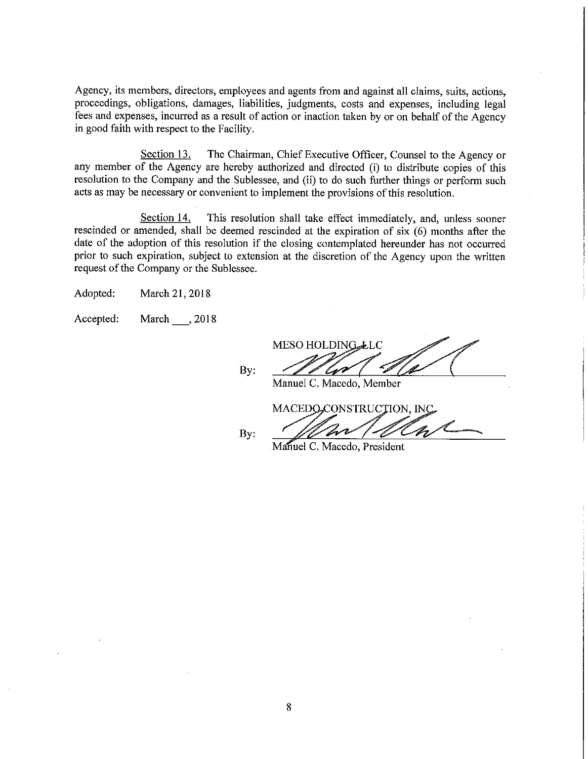Agency, its members, directors, employees and agents from and against all claims, suits, actions, proceedings, obligations, damages, liabilities, judgments, costs and expenses, including legal fees and expenses, incurred as a result of action or inaction taken by or on behalf of the Agency in good faith with respect to the Facility.

Section 13. The Chairman, Chief Executive Officer, Counsel to the Agency or any member of the Agency are hereby authorized and directed (i) to distribute copies of this resolution to the Company and the Sublessee, and (ii) to do such further things or perform such acts as may be necessary or convenient to implement the provisions of this resolution.

Section 14. This resolution shall take effect immediately, and, unless sooner rescinded or amended, shall be deemed rescinded at the expiration of six (6) months after the date of the adoption of this resolution if the closing contemplated hereunder has not occurred prior to such expiration, subject to extension at the discretion of the Agency upon the written request of the Company or the Sublessee.

Adopted: March 21, 2018

Accepted: March ___, 2018

MESO HOLDING LLC

By: ______________________
Manuel C. Macedo, Member

MACEDO CONSTRUCTION, INC.

By: ______________________
Manuel C. Macedo, President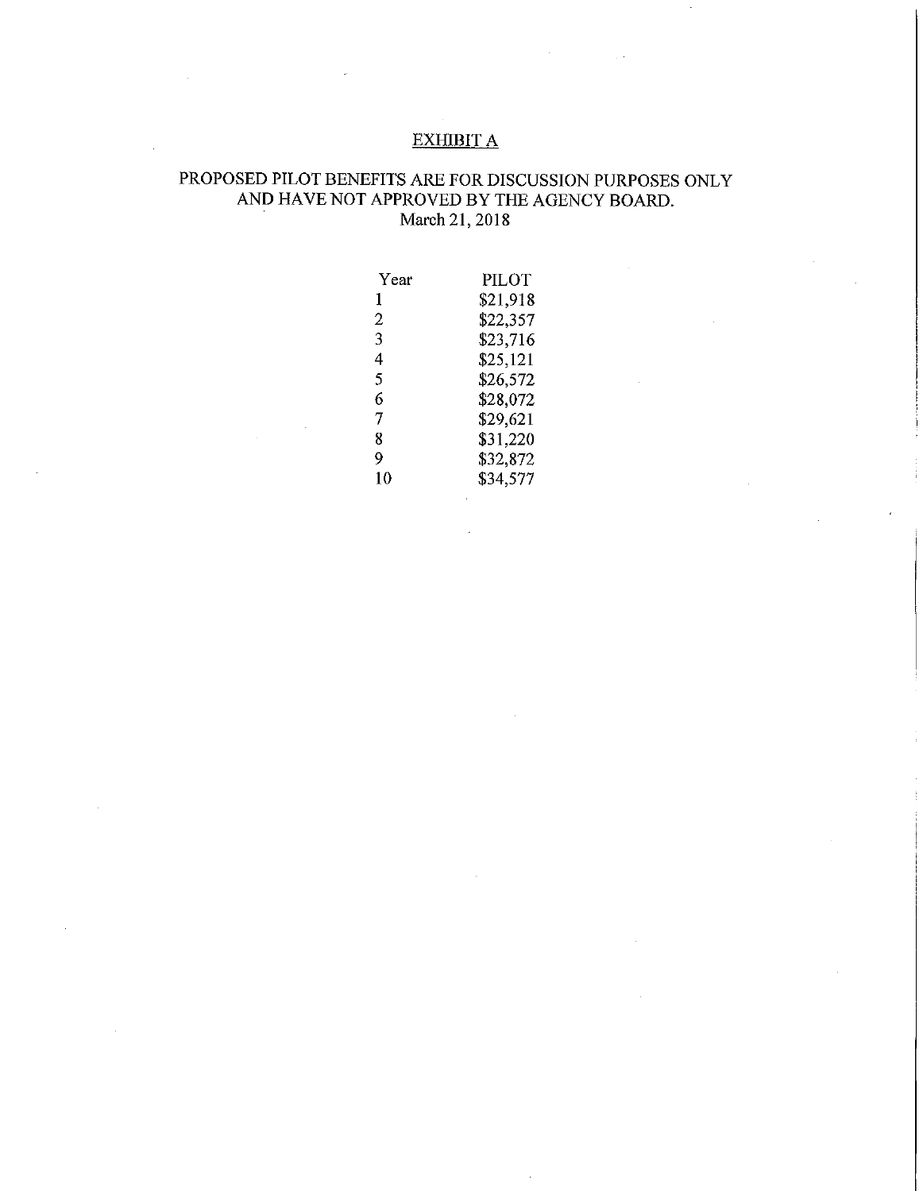# EXHIBIT A

PROPOSED PILOT BENEFITS ARE FOR DISCUSSION PURPOSES ONLY AND HAVE NOT APPROVED BY THE AGENCY BOARD.
March 21, 2018

| Year | PILOT |
|---|---|
| 1 | $21,918 |
| 2 | $22,357 |
| 3 | $23,716 |
| 4 | $25,121 |
| 5 | $26,572 |
| 6 | $28,072 |
| 7 | $29,621 |
| 8 | $31,220 |
| 9 | $32,872 |
| 10 | $34,577 |